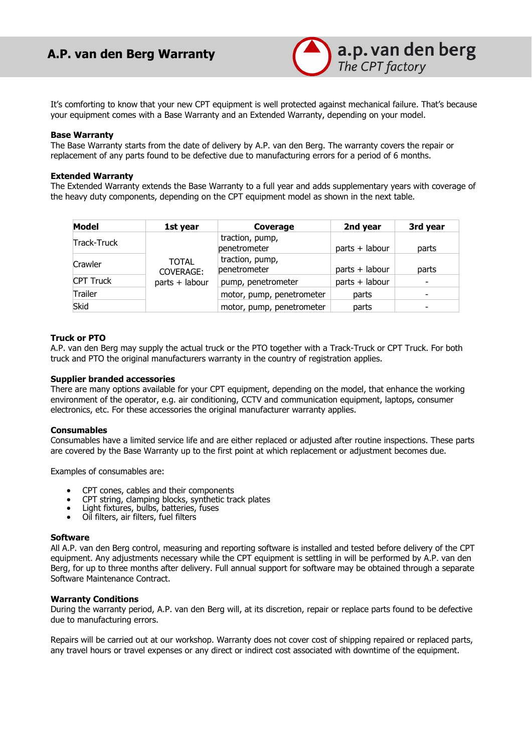# A.P. van den Berg Warranty

It's comforting to know that your new CPT equipment is well protected against mechanical failure. That's because your equipment comes with a Base Warranty and an Extended Warranty, depending on your model.

**Base Warranty**
The Base Warranty starts from the date of delivery by A.P. van den Berg. The warranty covers the repair or replacement of any parts found to be defective due to manufacturing errors for a period of 6 months.

**Extended Warranty**
The Extended Warranty extends the Base Warranty to a full year and adds supplementary years with coverage of the heavy duty components, depending on the CPT equipment model as shown in the next table.

| Model | 1st year | Coverage | 2nd year | 3rd year |
|---|---|---|---|---|
| Track-Truck | TOTAL COVERAGE: parts + labour | traction, pump, penetrometer | parts + labour | parts |
| Crawler | | traction, pump, penetrometer | parts + labour | parts |
| CPT Truck | | pump, penetrometer | parts + labour | - |
| Trailer | | motor, pump, penetrometer | parts | - |
| Skid | | motor, pump, penetrometer | parts | - |

**Truck or PTO**
A.P. van den Berg may supply the actual truck or the PTO together with a Track-Truck or CPT Truck. For both truck and PTO the original manufacturers warranty in the country of registration applies.

**Supplier branded accessories**
There are many options available for your CPT equipment, depending on the model, that enhance the working environment of the operator, e.g. air conditioning, CCTV and communication equipment, laptops, consumer electronics, etc. For these accessories the original manufacturer warranty applies.

**Consumables**
Consumables have a limited service life and are either replaced or adjusted after routine inspections. These parts are covered by the Base Warranty up to the first point at which replacement or adjustment becomes due.

Examples of consumables are:

- CPT cones, cables and their components
- CPT string, clamping blocks, synthetic track plates
- Light fixtures, bulbs, batteries, fuses
- Oil filters, air filters, fuel filters

**Software**
All A.P. van den Berg control, measuring and reporting software is installed and tested before delivery of the CPT equipment. Any adjustments necessary while the CPT equipment is settling in will be performed by A.P. van den Berg, for up to three months after delivery. Full annual support for software may be obtained through a separate Software Maintenance Contract.

**Warranty Conditions**
During the warranty period, A.P. van den Berg will, at its discretion, repair or replace parts found to be defective due to manufacturing errors.

Repairs will be carried out at our workshop. Warranty does not cover cost of shipping repaired or replaced parts, any travel hours or travel expenses or any direct or indirect cost associated with downtime of the equipment.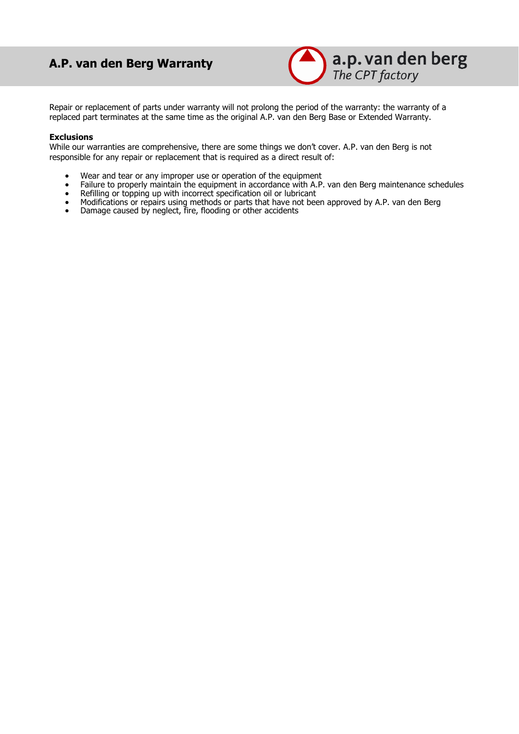Repair or replacement of parts under warranty will not prolong the period of the warranty: the warranty of a replaced part terminates at the same time as the original A.P. van den Berg Base or Extended Warranty.

**Exclusions**

While our warranties are comprehensive, there are some things we don't cover. A.P. van den Berg is not responsible for any repair or replacement that is required as a direct result of:

- Wear and tear or any improper use or operation of the equipment
- Failure to properly maintain the equipment in accordance with A.P. van den Berg maintenance schedules
- Refilling or topping up with incorrect specification oil or lubricant
- Modifications or repairs using methods or parts that have not been approved by A.P. van den Berg
- Damage caused by neglect, fire, flooding or other accidents